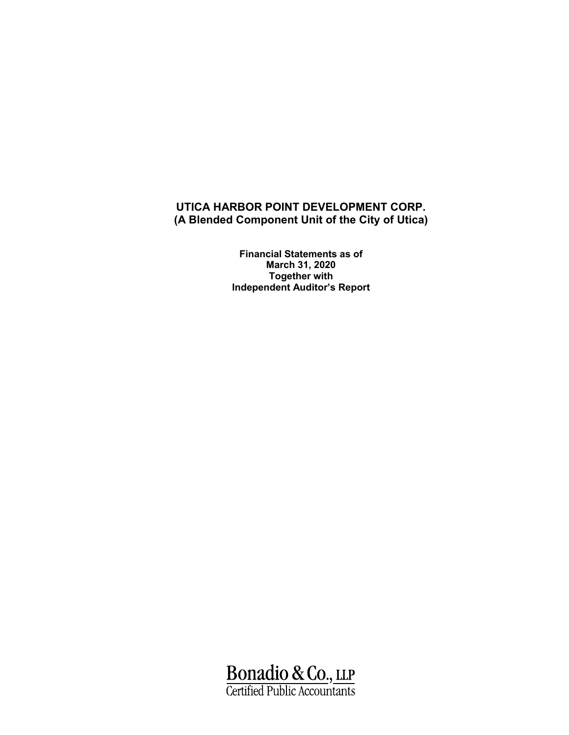# UTICA HARBOR POINT DEVELOPMENT CORP.
## (A Blended Component Unit of the City of Utica)

**Financial Statements as of**
**March 31, 2020**
**Together with**
**Independent Auditor's Report**

Bonadio & Co., LLP
Certified Public Accountants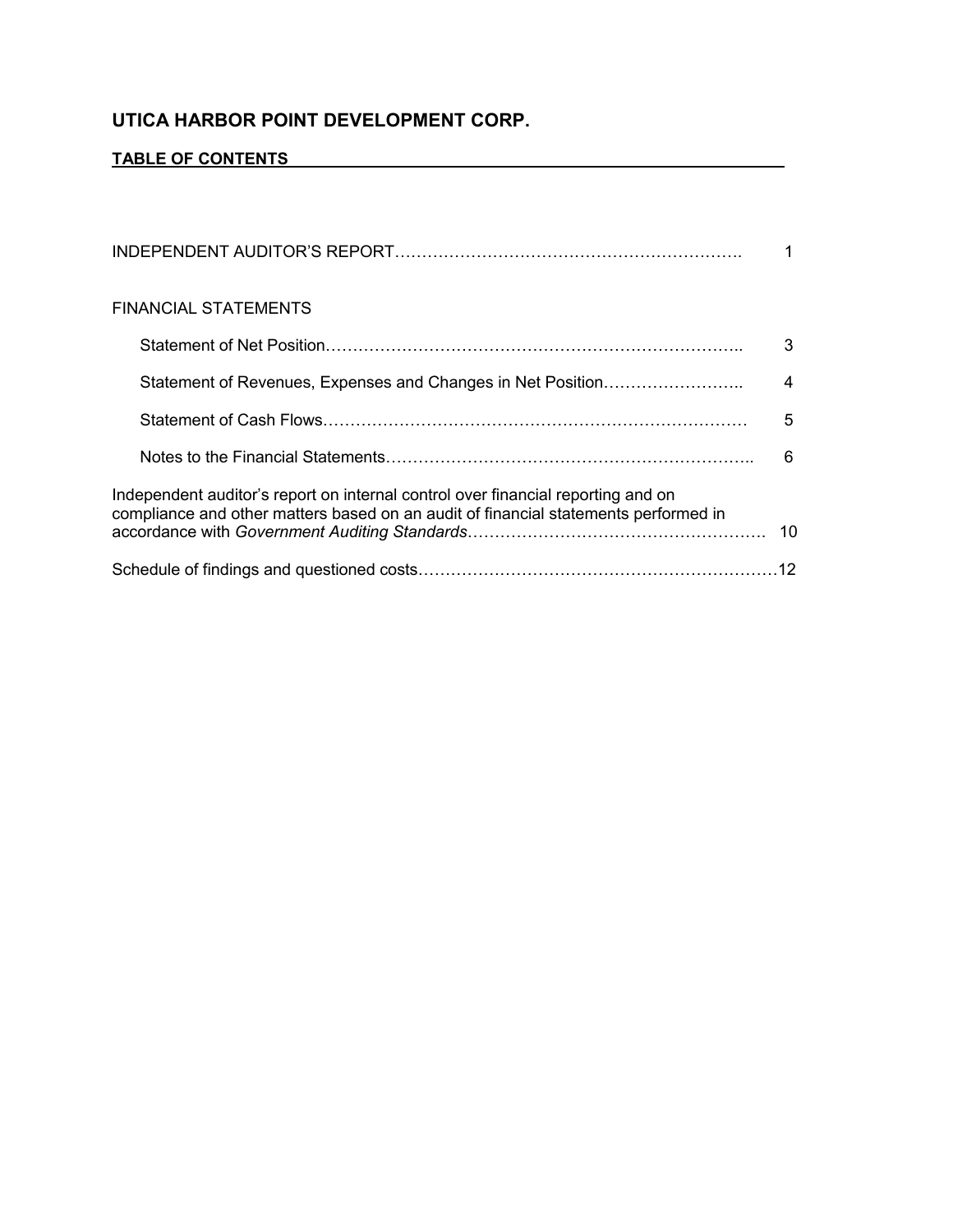# UTICA HARBOR POINT DEVELOPMENT CORP.

**TABLE OF CONTENTS**

| | |
|---|---|
| INDEPENDENT AUDITOR'S REPORT | 1 |
| FINANCIAL STATEMENTS | |
| Statement of Net Position | 3 |
| Statement of Revenues, Expenses and Changes in Net Position | 4 |
| Statement of Cash Flows | 5 |
| Notes to the Financial Statements | 6 |
| Independent auditor's report on internal control over financial reporting and on compliance and other matters based on an audit of financial statements performed in accordance with *Government Auditing Standards* | 10 |
| Schedule of findings and questioned costs | 12 |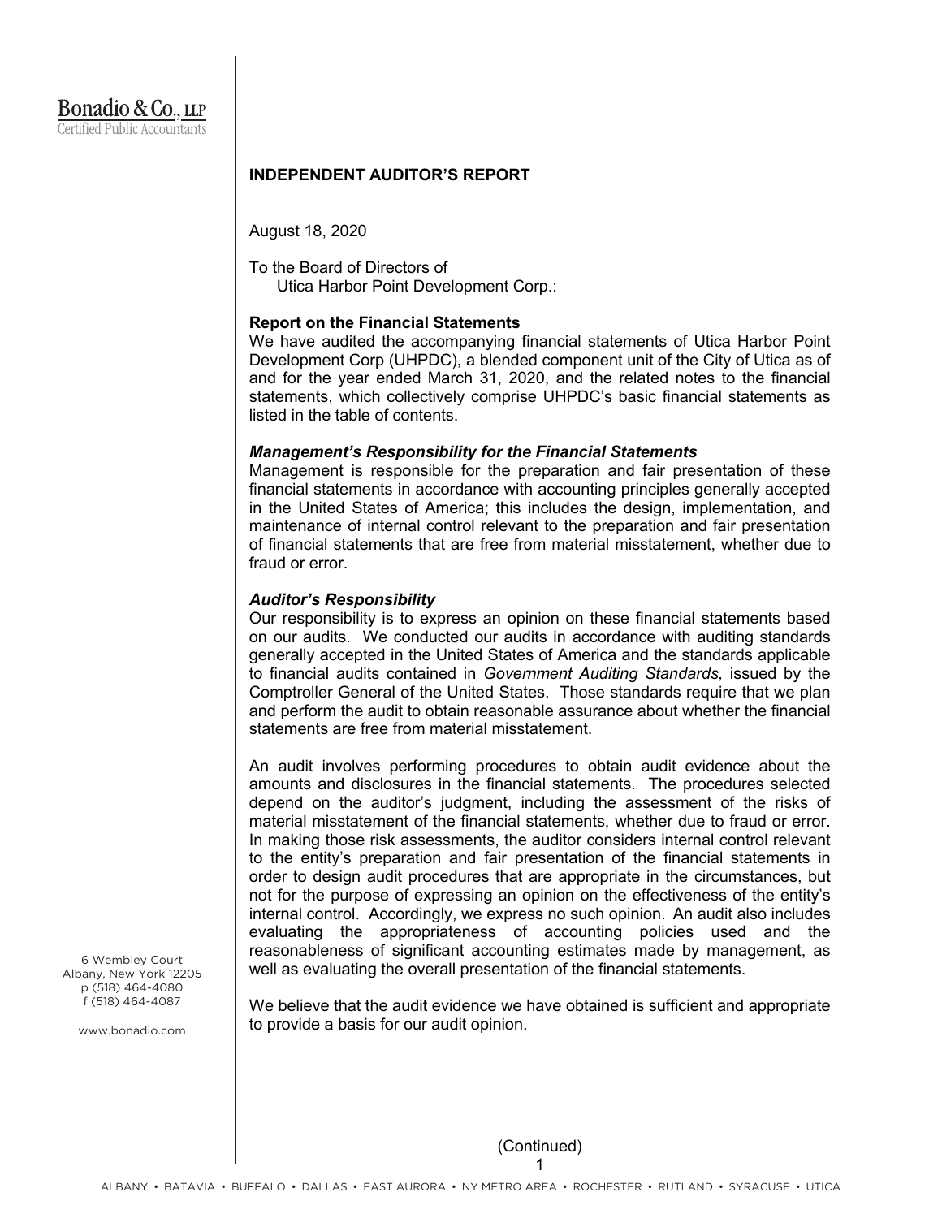Bonadio & Co., LLP
Certified Public Accountants

## INDEPENDENT AUDITOR'S REPORT

August 18, 2020

To the Board of Directors of
Utica Harbor Point Development Corp.:

**Report on the Financial Statements**

We have audited the accompanying financial statements of Utica Harbor Point Development Corp (UHPDC), a blended component unit of the City of Utica as of and for the year ended March 31, 2020, and the related notes to the financial statements, which collectively comprise UHPDC's basic financial statements as listed in the table of contents.

***Management's Responsibility for the Financial Statements***

Management is responsible for the preparation and fair presentation of these financial statements in accordance with accounting principles generally accepted in the United States of America; this includes the design, implementation, and maintenance of internal control relevant to the preparation and fair presentation of financial statements that are free from material misstatement, whether due to fraud or error.

***Auditor's Responsibility***

Our responsibility is to express an opinion on these financial statements based on our audits. We conducted our audits in accordance with auditing standards generally accepted in the United States of America and the standards applicable to financial audits contained in *Government Auditing Standards,* issued by the Comptroller General of the United States. Those standards require that we plan and perform the audit to obtain reasonable assurance about whether the financial statements are free from material misstatement.

An audit involves performing procedures to obtain audit evidence about the amounts and disclosures in the financial statements. The procedures selected depend on the auditor's judgment, including the assessment of the risks of material misstatement of the financial statements, whether due to fraud or error. In making those risk assessments, the auditor considers internal control relevant to the entity's preparation and fair presentation of the financial statements in order to design audit procedures that are appropriate in the circumstances, but not for the purpose of expressing an opinion on the effectiveness of the entity's internal control. Accordingly, we express no such opinion. An audit also includes evaluating the appropriateness of accounting policies used and the reasonableness of significant accounting estimates made by management, as well as evaluating the overall presentation of the financial statements.

We believe that the audit evidence we have obtained is sufficient and appropriate to provide a basis for our audit opinion.

6 Wembley Court
Albany, New York 12205
p (518) 464-4080
f (518) 464-4087

www.bonadio.com

(Continued)

ALBANY • BATAVIA • BUFFALO • DALLAS • EAST AURORA • NY METRO AREA • ROCHESTER • RUTLAND • SYRACUSE • UTICA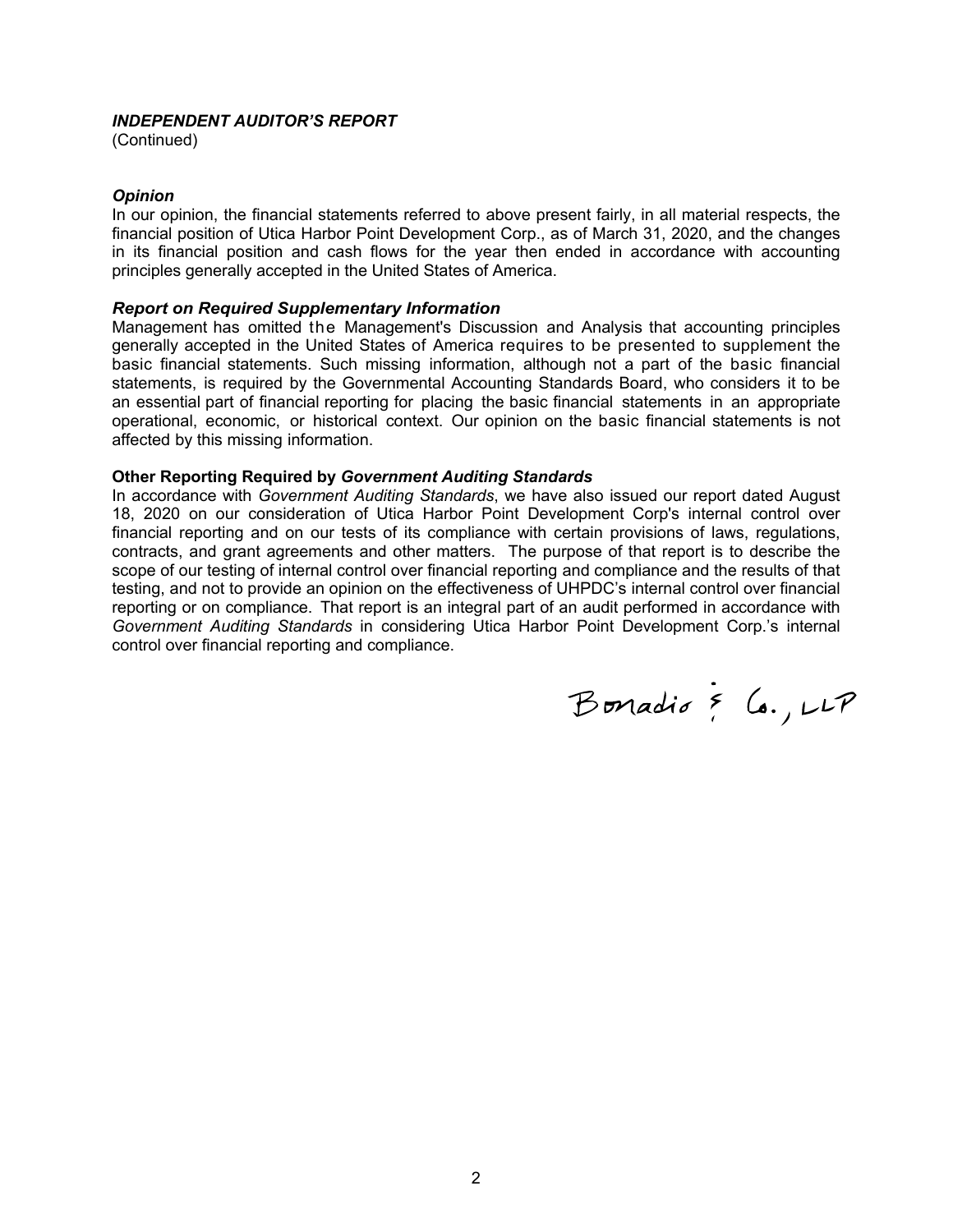***INDEPENDENT AUDITOR'S REPORT***
(Continued)

***Opinion***
In our opinion, the financial statements referred to above present fairly, in all material respects, the financial position of Utica Harbor Point Development Corp., as of March 31, 2020, and the changes in its financial position and cash flows for the year then ended in accordance with accounting principles generally accepted in the United States of America.

***Report on Required Supplementary Information***
Management has omitted the Management's Discussion and Analysis that accounting principles generally accepted in the United States of America requires to be presented to supplement the basic financial statements. Such missing information, although not a part of the basic financial statements, is required by the Governmental Accounting Standards Board, who considers it to be an essential part of financial reporting for placing the basic financial statements in an appropriate operational, economic, or historical context. Our opinion on the basic financial statements is not affected by this missing information.

**Other Reporting Required by *Government Auditing Standards***
In accordance with *Government Auditing Standards*, we have also issued our report dated August 18, 2020 on our consideration of Utica Harbor Point Development Corp's internal control over financial reporting and on our tests of its compliance with certain provisions of laws, regulations, contracts, and grant agreements and other matters. The purpose of that report is to describe the scope of our testing of internal control over financial reporting and compliance and the results of that testing, and not to provide an opinion on the effectiveness of UHPDC's internal control over financial reporting or on compliance. That report is an integral part of an audit performed in accordance with *Government Auditing Standards* in considering Utica Harbor Point Development Corp.'s internal control over financial reporting and compliance.

Bonadio & Co., LLP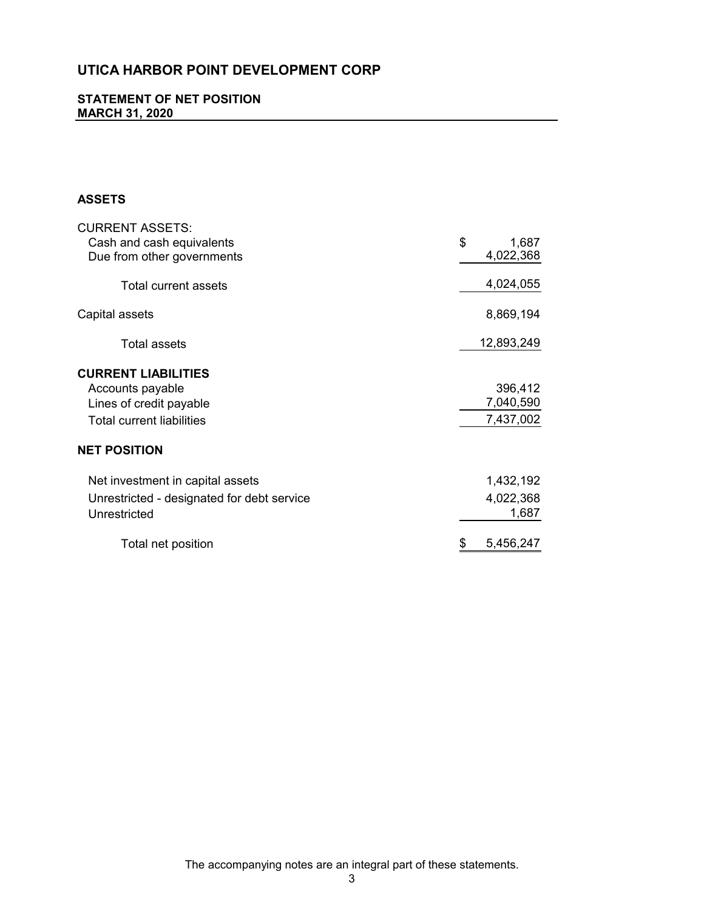# UTICA HARBOR POINT DEVELOPMENT CORP

## STATEMENT OF NET POSITION
## MARCH 31, 2020

### ASSETS

| | |
|---|---|
| CURRENT ASSETS: | |
| Cash and cash equivalents | $ 1,687 |
| Due from other governments | 4,022,368 |
| Total current assets | 4,024,055 |
| Capital assets | 8,869,194 |
| Total assets | 12,893,249 |
| **CURRENT LIABILITIES** | |
| Accounts payable | 396,412 |
| Lines of credit payable | 7,040,590 |
| Total current liabilities | 7,437,002 |
| **NET POSITION** | |
| Net investment in capital assets | 1,432,192 |
| Unrestricted - designated for debt service | 4,022,368 |
| Unrestricted | 1,687 |
| Total net position | $ 5,456,247 |

The accompanying notes are an integral part of these statements.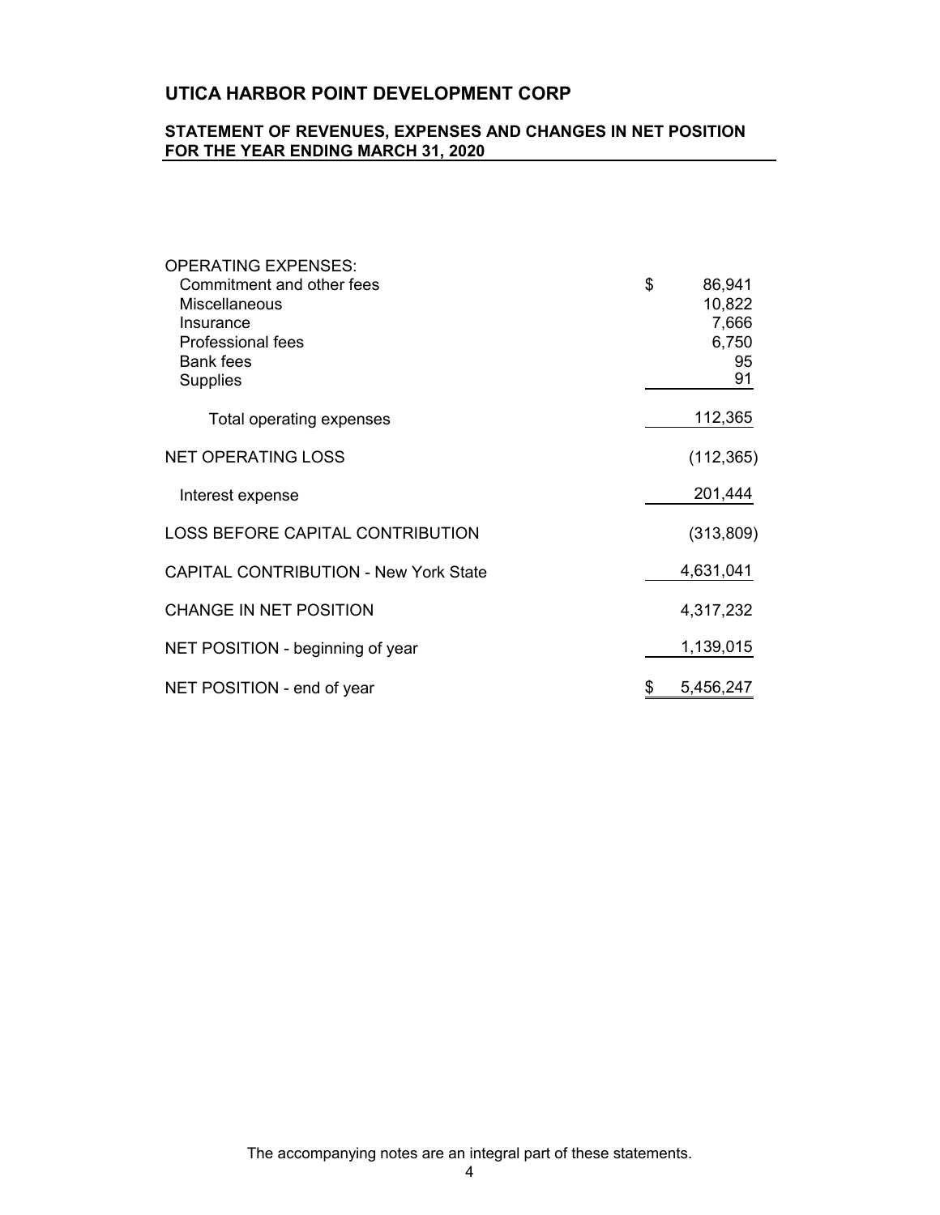# UTICA HARBOR POINT DEVELOPMENT CORP

## STATEMENT OF REVENUES, EXPENSES AND CHANGES IN NET POSITION FOR THE YEAR ENDING MARCH 31, 2020

| | |
|---|---|
| OPERATING EXPENSES: | |
| Commitment and other fees | $ 86,941 |
| Miscellaneous | 10,822 |
| Insurance | 7,666 |
| Professional fees | 6,750 |
| Bank fees | 95 |
| Supplies | 91 |
| Total operating expenses | 112,365 |
| NET OPERATING LOSS | (112,365) |
| Interest expense | 201,444 |
| LOSS BEFORE CAPITAL CONTRIBUTION | (313,809) |
| CAPITAL CONTRIBUTION - New York State | 4,631,041 |
| CHANGE IN NET POSITION | 4,317,232 |
| NET POSITION - beginning of year | 1,139,015 |
| NET POSITION - end of year | $ 5,456,247 |

The accompanying notes are an integral part of these statements.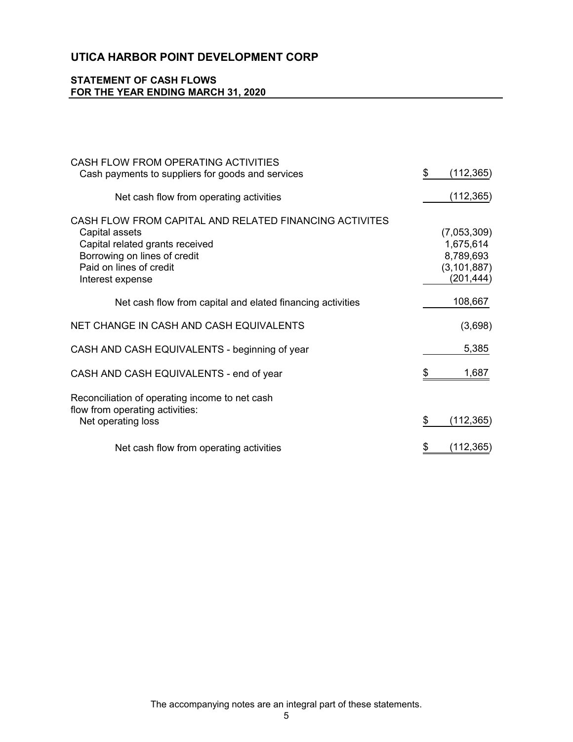# UTICA HARBOR POINT DEVELOPMENT CORP

## STATEMENT OF CASH FLOWS
## FOR THE YEAR ENDING MARCH 31, 2020

| | |
|---|---|
| CASH FLOW FROM OPERATING ACTIVITIES | |
| Cash payments to suppliers for goods and services | $ (112,365) |
| Net cash flow from operating activities | (112,365) |
| CASH FLOW FROM CAPITAL AND RELATED FINANCING ACTIVITES | |
| Capital assets | (7,053,309) |
| Capital related grants received | 1,675,614 |
| Borrowing on lines of credit | 8,789,693 |
| Paid on lines of credit | (3,101,887) |
| Interest expense | (201,444) |
| Net cash flow from capital and elated financing activities | 108,667 |
| NET CHANGE IN CASH AND CASH EQUIVALENTS | (3,698) |
| CASH AND CASH EQUIVALENTS - beginning of year | 5,385 |
| CASH AND CASH EQUIVALENTS - end of year | $ 1,687 |
| Reconciliation of operating income to net cash flow from operating activities: | |
| Net operating loss | $ (112,365) |
| Net cash flow from operating activities | $ (112,365) |

The accompanying notes are an integral part of these statements.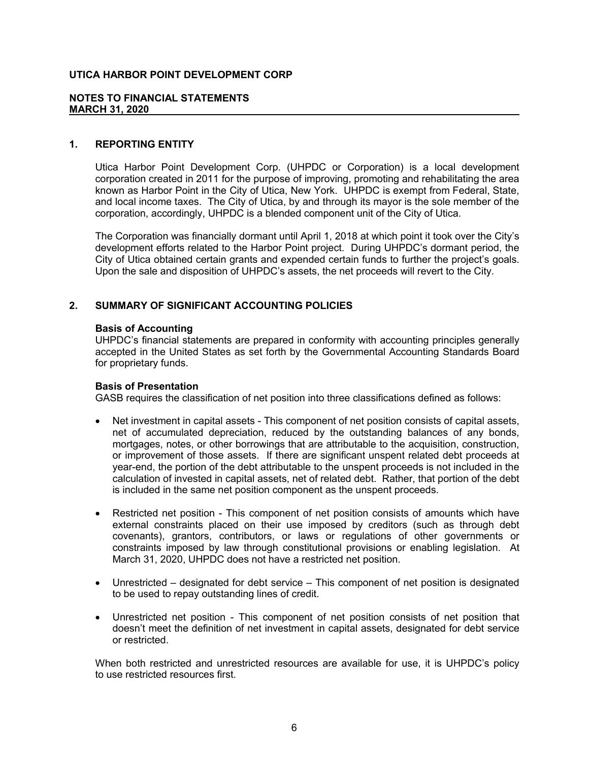# UTICA HARBOR POINT DEVELOPMENT CORP

## NOTES TO FINANCIAL STATEMENTS
## MARCH 31, 2020

### 1. REPORTING ENTITY

Utica Harbor Point Development Corp. (UHPDC or Corporation) is a local development corporation created in 2011 for the purpose of improving, promoting and rehabilitating the area known as Harbor Point in the City of Utica, New York. UHPDC is exempt from Federal, State, and local income taxes. The City of Utica, by and through its mayor is the sole member of the corporation, accordingly, UHPDC is a blended component unit of the City of Utica.

The Corporation was financially dormant until April 1, 2018 at which point it took over the City's development efforts related to the Harbor Point project. During UHPDC's dormant period, the City of Utica obtained certain grants and expended certain funds to further the project's goals. Upon the sale and disposition of UHPDC's assets, the net proceeds will revert to the City.

### 2. SUMMARY OF SIGNIFICANT ACCOUNTING POLICIES

**Basis of Accounting**

UHPDC's financial statements are prepared in conformity with accounting principles generally accepted in the United States as set forth by the Governmental Accounting Standards Board for proprietary funds.

**Basis of Presentation**

GASB requires the classification of net position into three classifications defined as follows:

- Net investment in capital assets - This component of net position consists of capital assets, net of accumulated depreciation, reduced by the outstanding balances of any bonds, mortgages, notes, or other borrowings that are attributable to the acquisition, construction, or improvement of those assets. If there are significant unspent related debt proceeds at year-end, the portion of the debt attributable to the unspent proceeds is not included in the calculation of invested in capital assets, net of related debt. Rather, that portion of the debt is included in the same net position component as the unspent proceeds.

- Restricted net position - This component of net position consists of amounts which have external constraints placed on their use imposed by creditors (such as through debt covenants), grantors, contributors, or laws or regulations of other governments or constraints imposed by law through constitutional provisions or enabling legislation. At March 31, 2020, UHPDC does not have a restricted net position.

- Unrestricted – designated for debt service – This component of net position is designated to be used to repay outstanding lines of credit.

- Unrestricted net position - This component of net position consists of net position that doesn't meet the definition of net investment in capital assets, designated for debt service or restricted.

When both restricted and unrestricted resources are available for use, it is UHPDC's policy to use restricted resources first.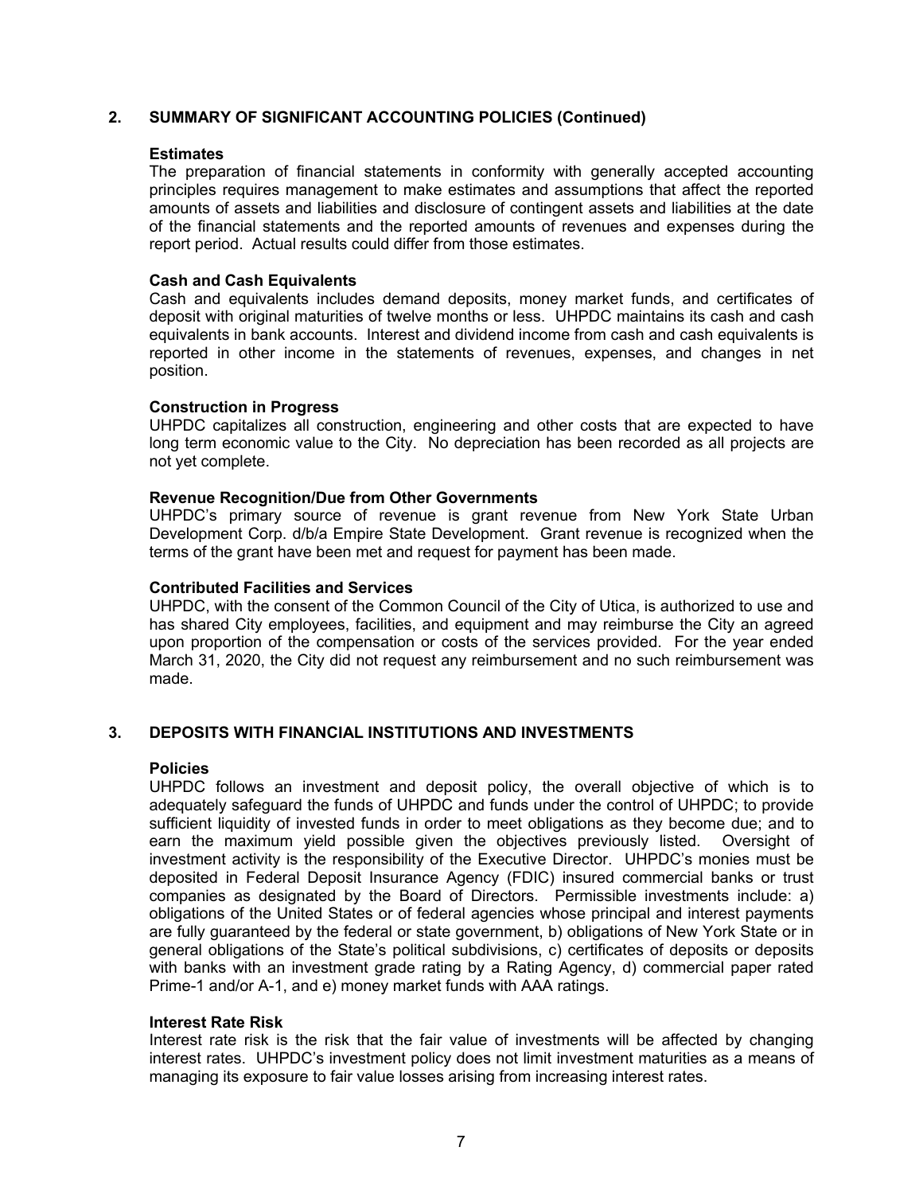## 2. SUMMARY OF SIGNIFICANT ACCOUNTING POLICIES (Continued)

### Estimates

The preparation of financial statements in conformity with generally accepted accounting principles requires management to make estimates and assumptions that affect the reported amounts of assets and liabilities and disclosure of contingent assets and liabilities at the date of the financial statements and the reported amounts of revenues and expenses during the report period. Actual results could differ from those estimates.

### Cash and Cash Equivalents

Cash and equivalents includes demand deposits, money market funds, and certificates of deposit with original maturities of twelve months or less. UHPDC maintains its cash and cash equivalents in bank accounts. Interest and dividend income from cash and cash equivalents is reported in other income in the statements of revenues, expenses, and changes in net position.

### Construction in Progress

UHPDC capitalizes all construction, engineering and other costs that are expected to have long term economic value to the City. No depreciation has been recorded as all projects are not yet complete.

### Revenue Recognition/Due from Other Governments

UHPDC's primary source of revenue is grant revenue from New York State Urban Development Corp. d/b/a Empire State Development. Grant revenue is recognized when the terms of the grant have been met and request for payment has been made.

### Contributed Facilities and Services

UHPDC, with the consent of the Common Council of the City of Utica, is authorized to use and has shared City employees, facilities, and equipment and may reimburse the City an agreed upon proportion of the compensation or costs of the services provided. For the year ended March 31, 2020, the City did not request any reimbursement and no such reimbursement was made.

## 3. DEPOSITS WITH FINANCIAL INSTITUTIONS AND INVESTMENTS

### Policies

UHPDC follows an investment and deposit policy, the overall objective of which is to adequately safeguard the funds of UHPDC and funds under the control of UHPDC; to provide sufficient liquidity of invested funds in order to meet obligations as they become due; and to earn the maximum yield possible given the objectives previously listed. Oversight of investment activity is the responsibility of the Executive Director. UHPDC's monies must be deposited in Federal Deposit Insurance Agency (FDIC) insured commercial banks or trust companies as designated by the Board of Directors. Permissible investments include: a) obligations of the United States or of federal agencies whose principal and interest payments are fully guaranteed by the federal or state government, b) obligations of New York State or in general obligations of the State's political subdivisions, c) certificates of deposits or deposits with banks with an investment grade rating by a Rating Agency, d) commercial paper rated Prime-1 and/or A-1, and e) money market funds with AAA ratings.

### Interest Rate Risk

Interest rate risk is the risk that the fair value of investments will be affected by changing interest rates. UHPDC's investment policy does not limit investment maturities as a means of managing its exposure to fair value losses arising from increasing interest rates.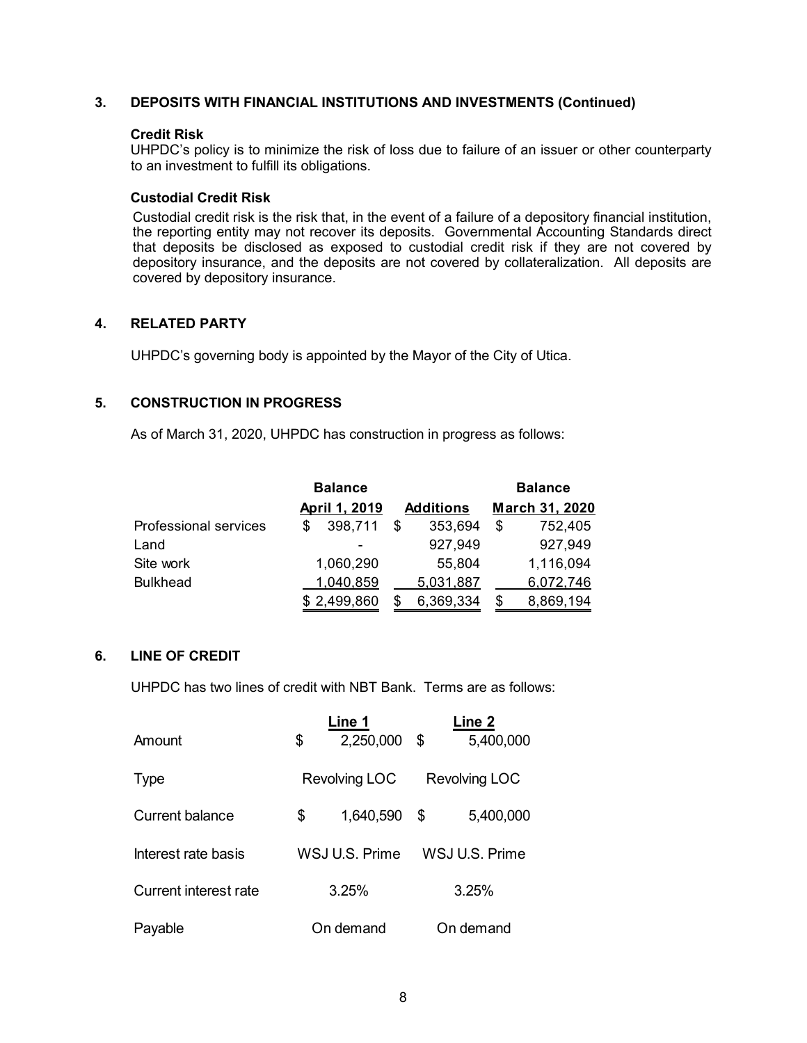## 3. DEPOSITS WITH FINANCIAL INSTITUTIONS AND INVESTMENTS (Continued)

**Credit Risk**

UHPDC's policy is to minimize the risk of loss due to failure of an issuer or other counterparty to an investment to fulfill its obligations.

**Custodial Credit Risk**

Custodial credit risk is the risk that, in the event of a failure of a depository financial institution, the reporting entity may not recover its deposits. Governmental Accounting Standards direct that deposits be disclosed as exposed to custodial credit risk if they are not covered by depository insurance, and the deposits are not covered by collateralization. All deposits are covered by depository insurance.

## 4. RELATED PARTY

UHPDC's governing body is appointed by the Mayor of the City of Utica.

## 5. CONSTRUCTION IN PROGRESS

As of March 31, 2020, UHPDC has construction in progress as follows:

| | Balance April 1, 2019 | Additions | Balance March 31, 2020 |
|---|---|---|---|
| Professional services | $ 398,711 | $ 353,694 | $ 752,405 |
| Land | - | 927,949 | 927,949 |
| Site work | 1,060,290 | 55,804 | 1,116,094 |
| Bulkhead | 1,040,859 | 5,031,887 | 6,072,746 |
| | $ 2,499,860 | $ 6,369,334 | $ 8,869,194 |

## 6. LINE OF CREDIT

UHPDC has two lines of credit with NBT Bank. Terms are as follows:

| | Line 1 | Line 2 |
|---|---|---|
| Amount | $ 2,250,000 | $ 5,400,000 |
| Type | Revolving LOC | Revolving LOC |
| Current balance | $ 1,640,590 | $ 5,400,000 |
| Interest rate basis | WSJ U.S. Prime | WSJ U.S. Prime |
| Current interest rate | 3.25% | 3.25% |
| Payable | On demand | On demand |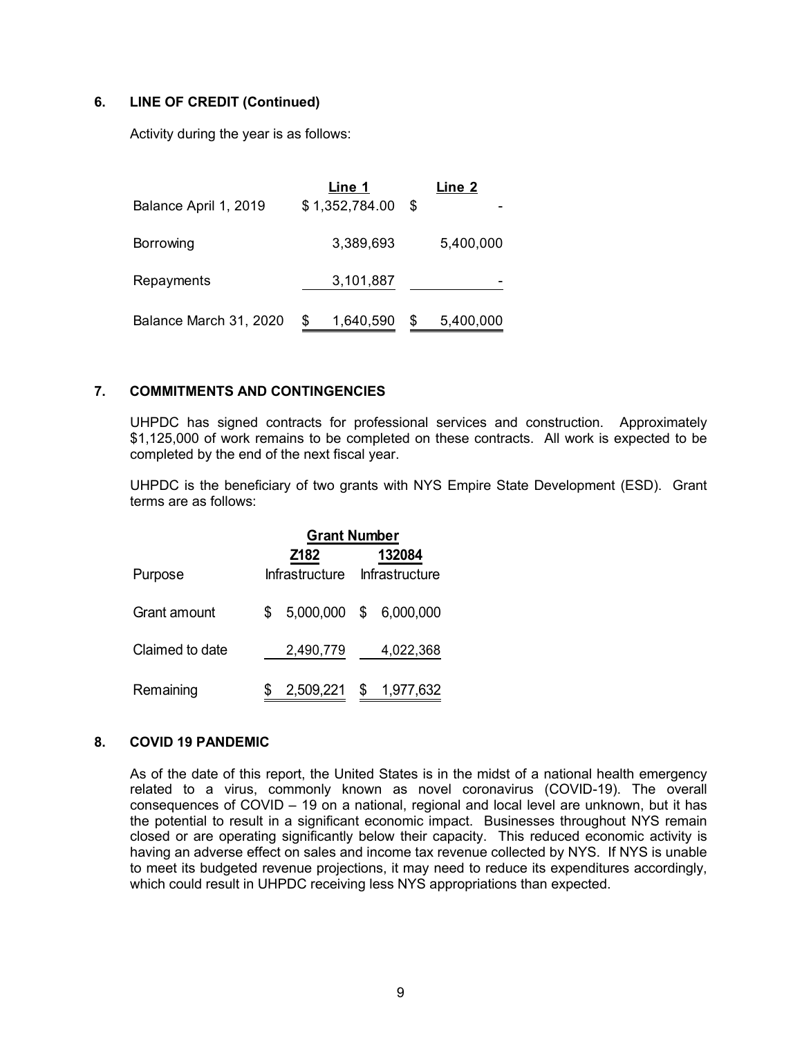## 6. LINE OF CREDIT (Continued)

Activity during the year is as follows:

| | Line 1 | Line 2 |
|---|---|---|
| Balance April 1, 2019 | $ 1,352,784.00 | $ - |
| Borrowing | 3,389,693 | 5,400,000 |
| Repayments | 3,101,887 | - |
| Balance March 31, 2020 | $ 1,640,590 | $ 5,400,000 |

## 7. COMMITMENTS AND CONTINGENCIES

UHPDC has signed contracts for professional services and construction. Approximately $1,125,000 of work remains to be completed on these contracts. All work is expected to be completed by the end of the next fiscal year.

UHPDC is the beneficiary of two grants with NYS Empire State Development (ESD). Grant terms are as follows:

| | Grant Number | |
|---|---|---|
| | Z182 | 132084 |
| Purpose | Infrastructure | Infrastructure |
| Grant amount | $ 5,000,000 | $ 6,000,000 |
| Claimed to date | 2,490,779 | 4,022,368 |
| Remaining | $ 2,509,221 | $ 1,977,632 |

## 8. COVID 19 PANDEMIC

As of the date of this report, the United States is in the midst of a national health emergency related to a virus, commonly known as novel coronavirus (COVID-19). The overall consequences of COVID – 19 on a national, regional and local level are unknown, but it has the potential to result in a significant economic impact. Businesses throughout NYS remain closed or are operating significantly below their capacity. This reduced economic activity is having an adverse effect on sales and income tax revenue collected by NYS. If NYS is unable to meet its budgeted revenue projections, it may need to reduce its expenditures accordingly, which could result in UHPDC receiving less NYS appropriations than expected.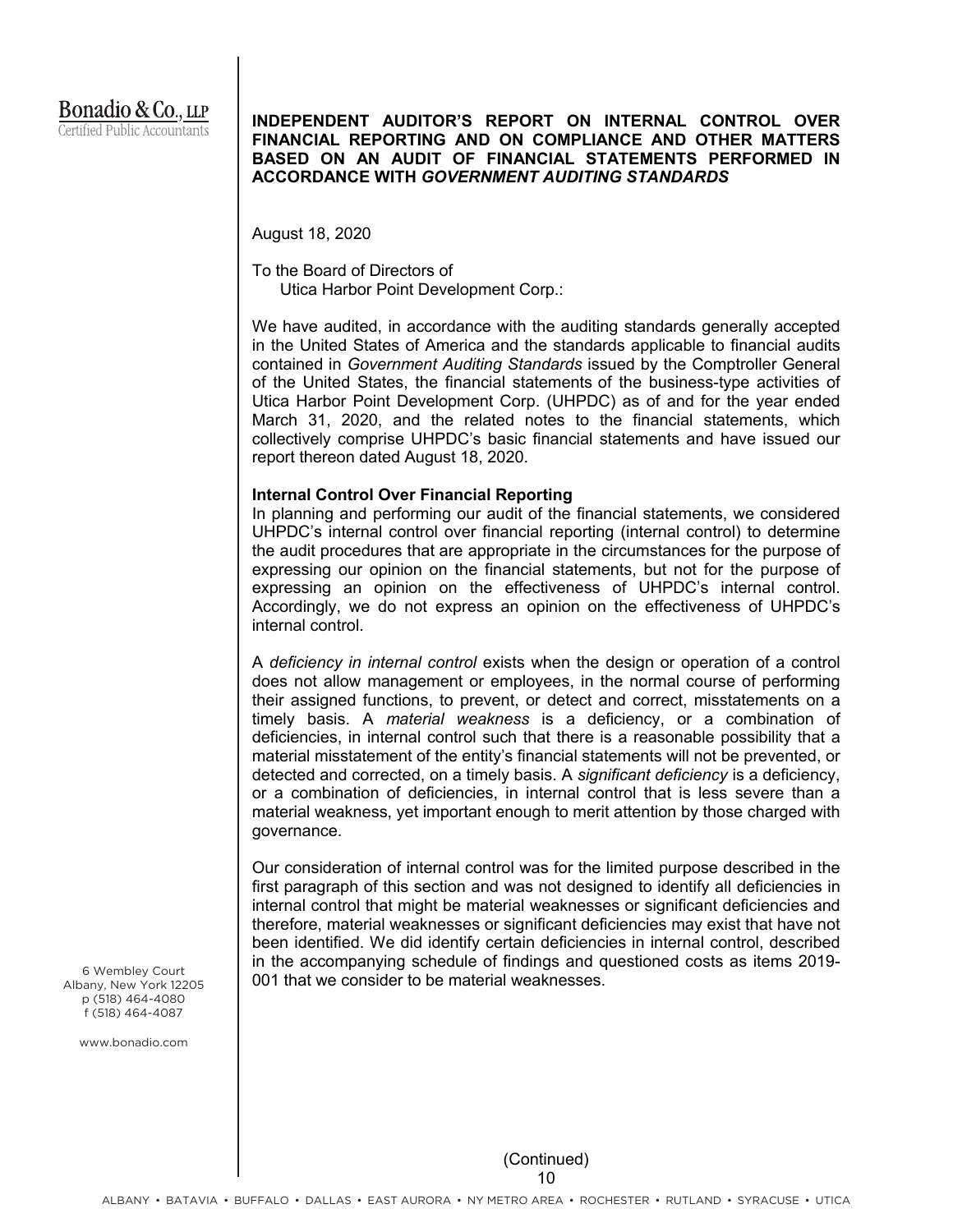Bonadio & Co., LLP
Certified Public Accountants

## INDEPENDENT AUDITOR'S REPORT ON INTERNAL CONTROL OVER FINANCIAL REPORTING AND ON COMPLIANCE AND OTHER MATTERS BASED ON AN AUDIT OF FINANCIAL STATEMENTS PERFORMED IN ACCORDANCE WITH *GOVERNMENT AUDITING STANDARDS*

August 18, 2020

To the Board of Directors of
Utica Harbor Point Development Corp.:

We have audited, in accordance with the auditing standards generally accepted in the United States of America and the standards applicable to financial audits contained in *Government Auditing Standards* issued by the Comptroller General of the United States, the financial statements of the business-type activities of Utica Harbor Point Development Corp. (UHPDC) as of and for the year ended March 31, 2020, and the related notes to the financial statements, which collectively comprise UHPDC's basic financial statements and have issued our report thereon dated August 18, 2020.

**Internal Control Over Financial Reporting**

In planning and performing our audit of the financial statements, we considered UHPDC's internal control over financial reporting (internal control) to determine the audit procedures that are appropriate in the circumstances for the purpose of expressing our opinion on the financial statements, but not for the purpose of expressing an opinion on the effectiveness of UHPDC's internal control. Accordingly, we do not express an opinion on the effectiveness of UHPDC's internal control.

A *deficiency in internal control* exists when the design or operation of a control does not allow management or employees, in the normal course of performing their assigned functions, to prevent, or detect and correct, misstatements on a timely basis. A *material weakness* is a deficiency, or a combination of deficiencies, in internal control such that there is a reasonable possibility that a material misstatement of the entity's financial statements will not be prevented, or detected and corrected, on a timely basis. A *significant deficiency* is a deficiency, or a combination of deficiencies, in internal control that is less severe than a material weakness, yet important enough to merit attention by those charged with governance.

Our consideration of internal control was for the limited purpose described in the first paragraph of this section and was not designed to identify all deficiencies in internal control that might be material weaknesses or significant deficiencies and therefore, material weaknesses or significant deficiencies may exist that have not been identified. We did identify certain deficiencies in internal control, described in the accompanying schedule of findings and questioned costs as items 2019-001 that we consider to be material weaknesses.

6 Wembley Court
Albany, New York 12205
p (518) 464-4080
f (518) 464-4087

www.bonadio.com

(Continued)

ALBANY • BATAVIA • BUFFALO • DALLAS • EAST AURORA • NY METRO AREA • ROCHESTER • RUTLAND • SYRACUSE • UTICA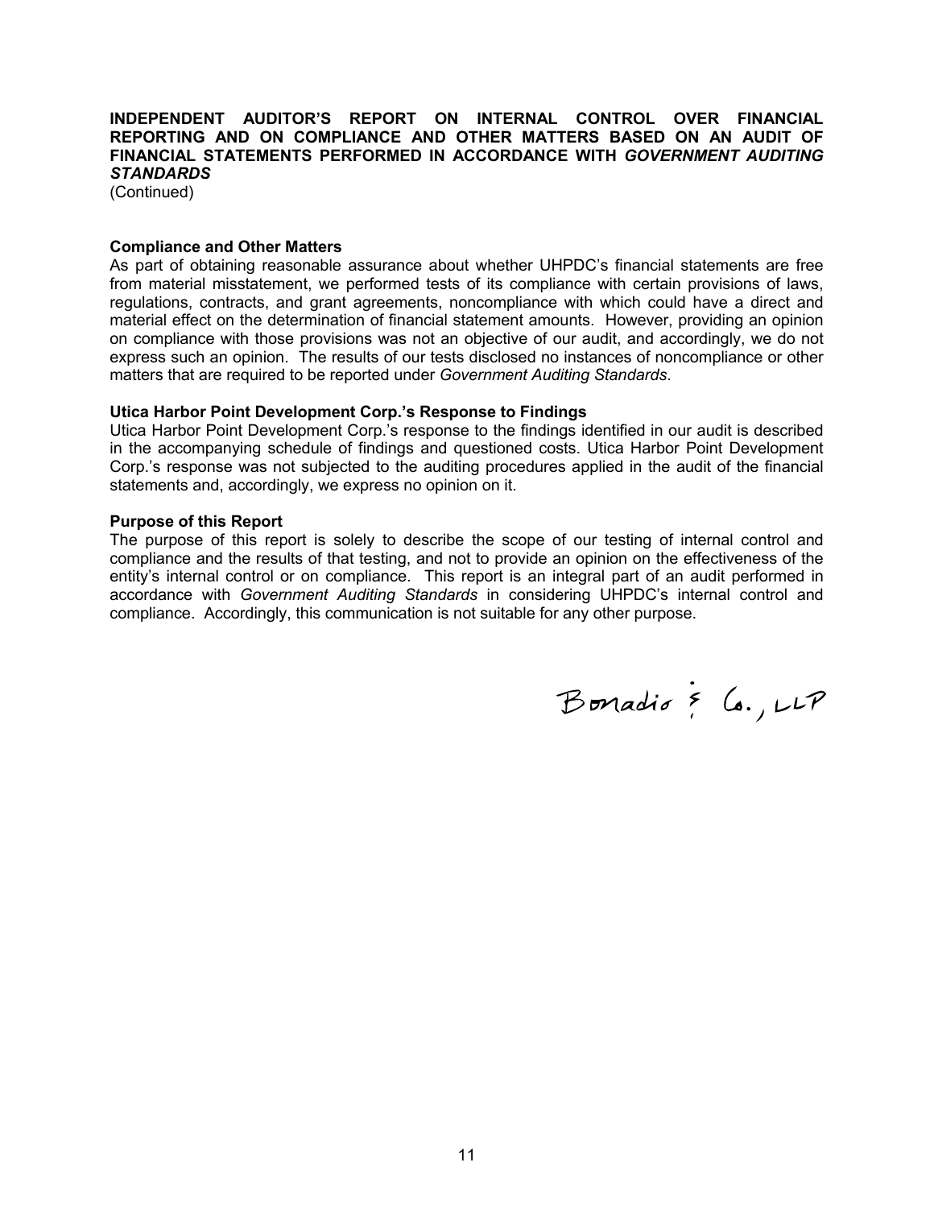**INDEPENDENT AUDITOR'S REPORT ON INTERNAL CONTROL OVER FINANCIAL REPORTING AND ON COMPLIANCE AND OTHER MATTERS BASED ON AN AUDIT OF FINANCIAL STATEMENTS PERFORMED IN ACCORDANCE WITH *GOVERNMENT AUDITING STANDARDS***
(Continued)

**Compliance and Other Matters**
As part of obtaining reasonable assurance about whether UHPDC's financial statements are free from material misstatement, we performed tests of its compliance with certain provisions of laws, regulations, contracts, and grant agreements, noncompliance with which could have a direct and material effect on the determination of financial statement amounts. However, providing an opinion on compliance with those provisions was not an objective of our audit, and accordingly, we do not express such an opinion. The results of our tests disclosed no instances of noncompliance or other matters that are required to be reported under *Government Auditing Standards*.

**Utica Harbor Point Development Corp.'s Response to Findings**
Utica Harbor Point Development Corp.'s response to the findings identified in our audit is described in the accompanying schedule of findings and questioned costs. Utica Harbor Point Development Corp.'s response was not subjected to the auditing procedures applied in the audit of the financial statements and, accordingly, we express no opinion on it.

**Purpose of this Report**
The purpose of this report is solely to describe the scope of our testing of internal control and compliance and the results of that testing, and not to provide an opinion on the effectiveness of the entity's internal control or on compliance. This report is an integral part of an audit performed in accordance with *Government Auditing Standards* in considering UHPDC's internal control and compliance. Accordingly, this communication is not suitable for any other purpose.

Bonadio & Co., LLP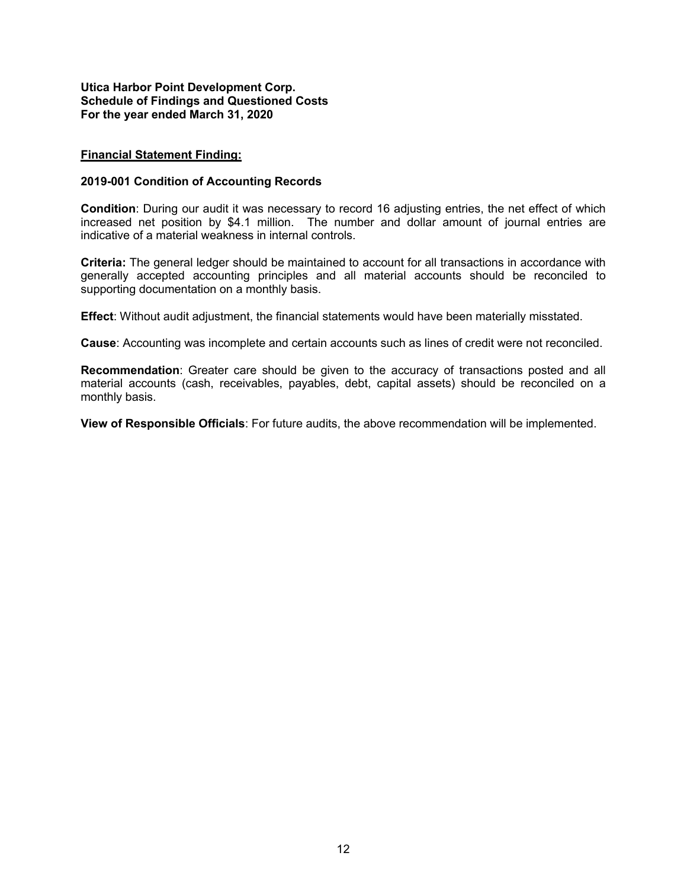**Utica Harbor Point Development Corp.**
**Schedule of Findings and Questioned Costs**
**For the year ended March 31, 2020**

## Financial Statement Finding:

### 2019-001 Condition of Accounting Records

**Condition**: During our audit it was necessary to record 16 adjusting entries, the net effect of which increased net position by $4.1 million. The number and dollar amount of journal entries are indicative of a material weakness in internal controls.

**Criteria:** The general ledger should be maintained to account for all transactions in accordance with generally accepted accounting principles and all material accounts should be reconciled to supporting documentation on a monthly basis.

**Effect**: Without audit adjustment, the financial statements would have been materially misstated.

**Cause**: Accounting was incomplete and certain accounts such as lines of credit were not reconciled.

**Recommendation**: Greater care should be given to the accuracy of transactions posted and all material accounts (cash, receivables, payables, debt, capital assets) should be reconciled on a monthly basis.

**View of Responsible Officials**: For future audits, the above recommendation will be implemented.